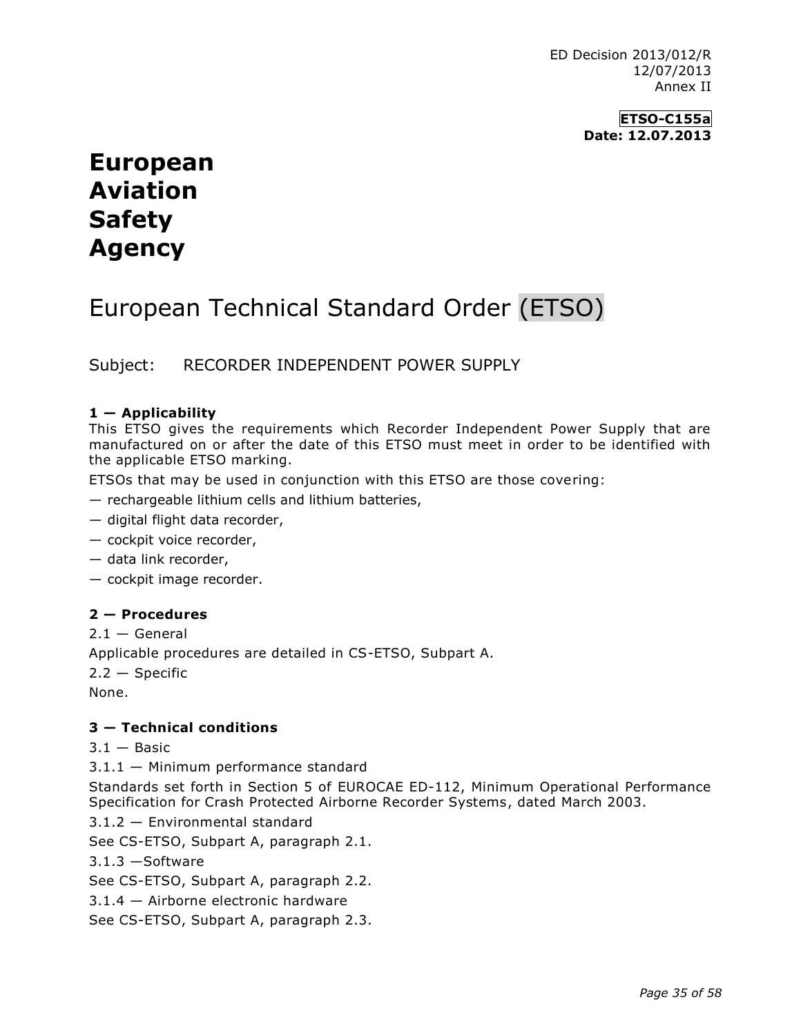ED Decision 2013/012/R
12/07/2013
Annex II

**ETSO-C155a**
**Date: 12.07.2013**

# European Aviation Safety Agency

# European Technical Standard Order (ETSO)

Subject: RECORDER INDEPENDENT POWER SUPPLY

**1 — Applicability**

This ETSO gives the requirements which Recorder Independent Power Supply that are manufactured on or after the date of this ETSO must meet in order to be identified with the applicable ETSO marking.

ETSOs that may be used in conjunction with this ETSO are those covering:

— rechargeable lithium cells and lithium batteries,

— digital flight data recorder,

— cockpit voice recorder,

— data link recorder,

— cockpit image recorder.

**2 — Procedures**

2.1 — General

Applicable procedures are detailed in CS-ETSO, Subpart A.

2.2 — Specific

None.

**3 — Technical conditions**

3.1 — Basic

3.1.1 — Minimum performance standard

Standards set forth in Section 5 of EUROCAE ED-112, Minimum Operational Performance Specification for Crash Protected Airborne Recorder Systems, dated March 2003.

3.1.2 — Environmental standard

See CS-ETSO, Subpart A, paragraph 2.1.

3.1.3 —Software

See CS-ETSO, Subpart A, paragraph 2.2.

3.1.4 — Airborne electronic hardware

See CS-ETSO, Subpart A, paragraph 2.3.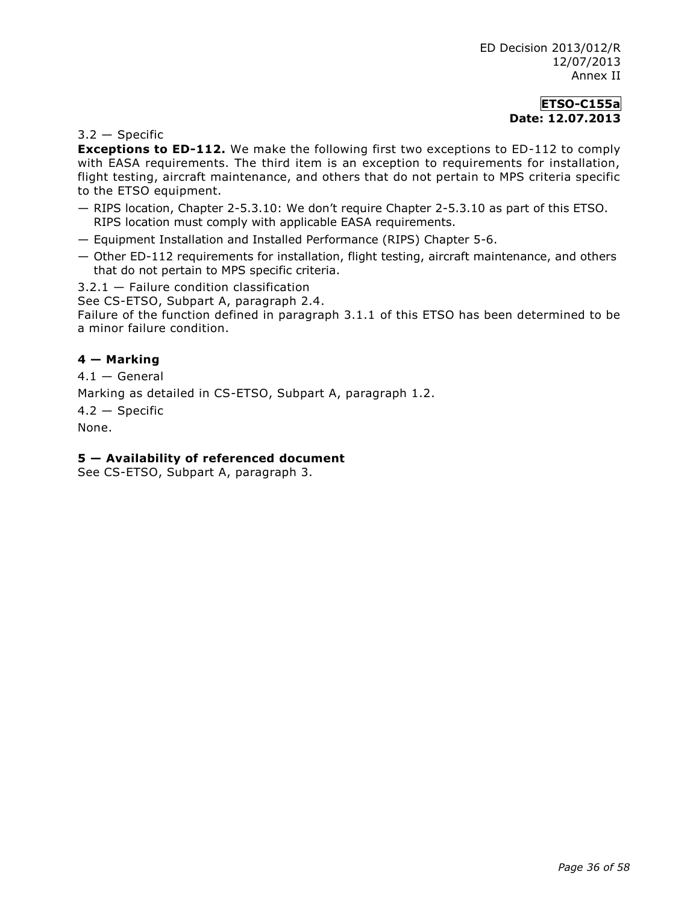3.2 — Specific

**Exceptions to ED-112.** We make the following first two exceptions to ED-112 to comply with EASA requirements. The third item is an exception to requirements for installation, flight testing, aircraft maintenance, and others that do not pertain to MPS criteria specific to the ETSO equipment.

— RIPS location, Chapter 2-5.3.10: We don't require Chapter 2-5.3.10 as part of this ETSO. RIPS location must comply with applicable EASA requirements.

— Equipment Installation and Installed Performance (RIPS) Chapter 5-6.

— Other ED-112 requirements for installation, flight testing, aircraft maintenance, and others that do not pertain to MPS specific criteria.

3.2.1 — Failure condition classification

See CS-ETSO, Subpart A, paragraph 2.4.

Failure of the function defined in paragraph 3.1.1 of this ETSO has been determined to be a minor failure condition.

## 4 — Marking

4.1 — General

Marking as detailed in CS-ETSO, Subpart A, paragraph 1.2.

4.2 — Specific

None.

## 5 — Availability of referenced document

See CS-ETSO, Subpart A, paragraph 3.